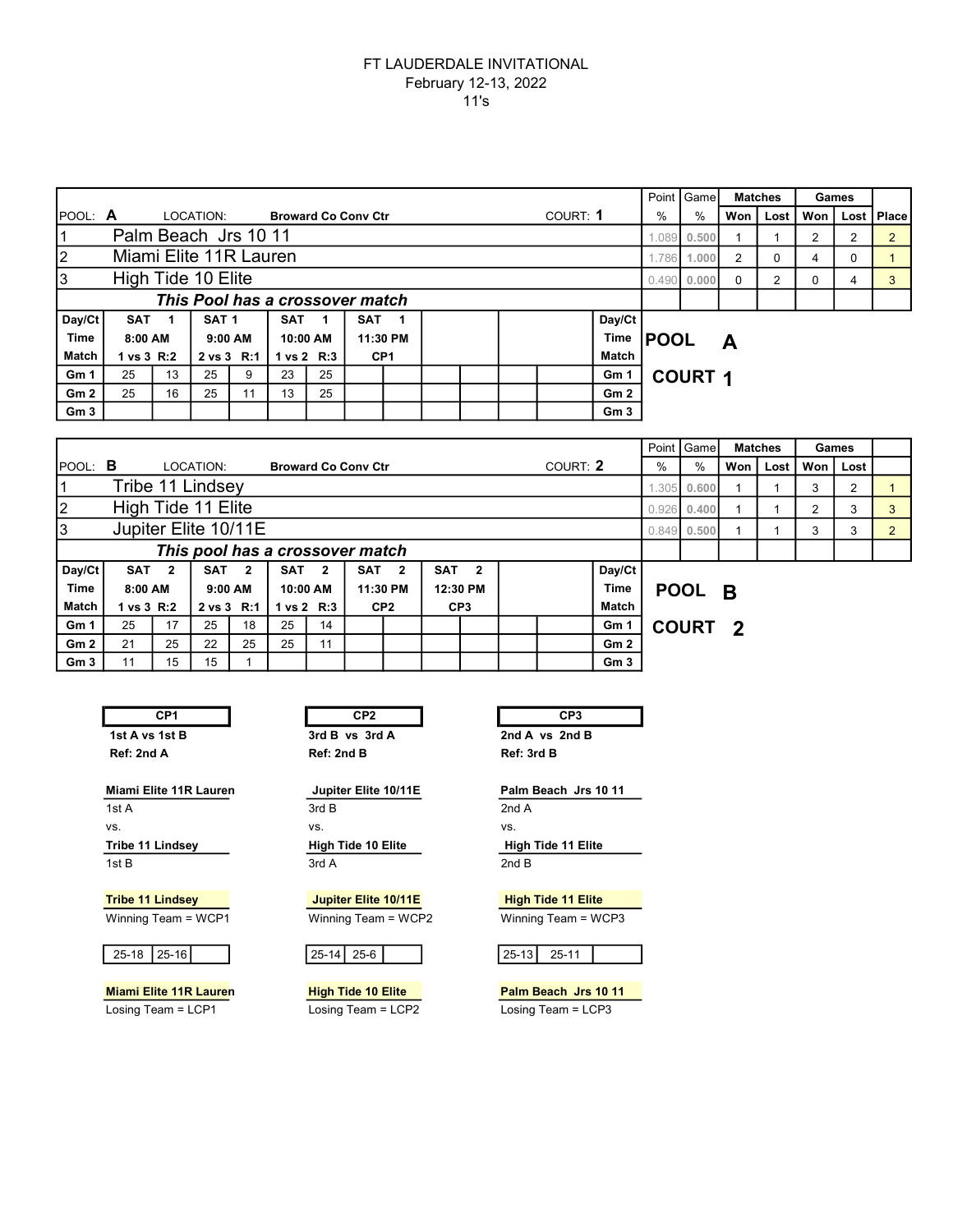# FT LAUDERDALE INVITATIONAL

February 12-13, 2022

11's

| POOL: **A** | LOCATION: | **Broward Co Conv Ctr** | COURT: **1** | Point % | Game % | Matches Won | Matches Lost | Games Won | Games Lost | Place |
|---|---|---|---|---|---|---|---|---|---|---|
| 1 | Palm Beach Jrs 10 11 | | | 1.089 | 0.500 | 1 | 1 | 2 | 2 | 2 |
| 2 | Miami Elite 11R Lauren | | | 1.786 | 1.000 | 2 | 0 | 4 | 0 | 1 |
| 3 | High Tide 10 Elite | | | 0.490 | 0.000 | 0 | 2 | 0 | 4 | 3 |

***This Pool has a crossover match***

| Day/Ct | SAT 1 | | SAT 1 | | SAT 1 | | SAT 1 | | | | | | Day/Ct |
|---|---|---|---|---|---|---|---|---|---|---|---|---|---|
| Time | 8:00 AM | | 9:00 AM | | 10:00 AM | | 11:30 PM | | | | | | Time |
| Match | 1 vs 3 R:2 | | 2 vs 3 R:1 | | 1 vs 2 R:3 | | CP1 | | | | | | Match |
| Gm 1 | 25 | 13 | 25 | 9 | 23 | 25 | | | | | | | Gm 1 |
| Gm 2 | 25 | 16 | 25 | 11 | 13 | 25 | | | | | | | Gm 2 |
| Gm 3 | | | | | | | | | | | | | Gm 3 |

**POOL A**

**COURT 1**

| POOL: **B** | LOCATION: | **Broward Co Conv Ctr** | COURT: **2** | Point % | Game % | Matches Won | Matches Lost | Games Won | Games Lost | |
|---|---|---|---|---|---|---|---|---|---|---|
| 1 | Tribe 11 Lindsey | | | 1.305 | 0.600 | 1 | 1 | 3 | 2 | 1 |
| 2 | High Tide 11 Elite | | | 0.926 | 0.400 | 1 | 1 | 2 | 3 | 3 |
| 3 | Jupiter Elite 10/11E | | | 0.849 | 0.500 | 1 | 1 | 3 | 3 | 2 |

***This pool has a crossover match***

| Day/Ct | SAT 2 | | SAT 2 | | SAT 2 | | SAT 2 | | SAT 2 | | | | Day/Ct |
|---|---|---|---|---|---|---|---|---|---|---|---|---|---|
| Time | 8:00 AM | | 9:00 AM | | 10:00 AM | | 11:30 PM | | 12:30 PM | | | | Time |
| Match | 1 vs 3 R:2 | | 2 vs 3 R:1 | | 1 vs 2 R:3 | | CP2 | | CP3 | | | | Match |
| Gm 1 | 25 | 17 | 25 | 18 | 25 | 14 | | | | | | | Gm 1 |
| Gm 2 | 21 | 25 | 22 | 25 | 25 | 11 | | | | | | | Gm 2 |
| Gm 3 | 11 | 15 | 15 | 1 | | | | | | | | | Gm 3 |

**POOL B**

**COURT 2**

| CP1 | CP2 | CP3 |
|---|---|---|
| **1st A vs 1st B** | **3rd B vs 3rd A** | **2nd A vs 2nd B** |
| **Ref: 2nd A** | **Ref: 2nd B** | **Ref: 3rd B** |
| **Miami Elite 11R Lauren** | **Jupiter Elite 10/11E** | **Palm Beach Jrs 10 11** |
| 1st A | 3rd B | 2nd A |
| vs. | vs. | vs. |
| **Tribe 11 Lindsey** | **High Tide 10 Elite** | **High Tide 11 Elite** |
| 1st B | 3rd A | 2nd B |
| **Tribe 11 Lindsey** | **Jupiter Elite 10/11E** | **High Tide 11 Elite** |
| Winning Team = WCP1 | Winning Team = WCP2 | Winning Team = WCP3 |
| 25-18 25-16 | 25-14 25-6 | 25-13 25-11 |
| **Miami Elite 11R Lauren** | **High Tide 10 Elite** | **Palm Beach Jrs 10 11** |
| Losing Team = LCP1 | Losing Team = LCP2 | Losing Team = LCP3 |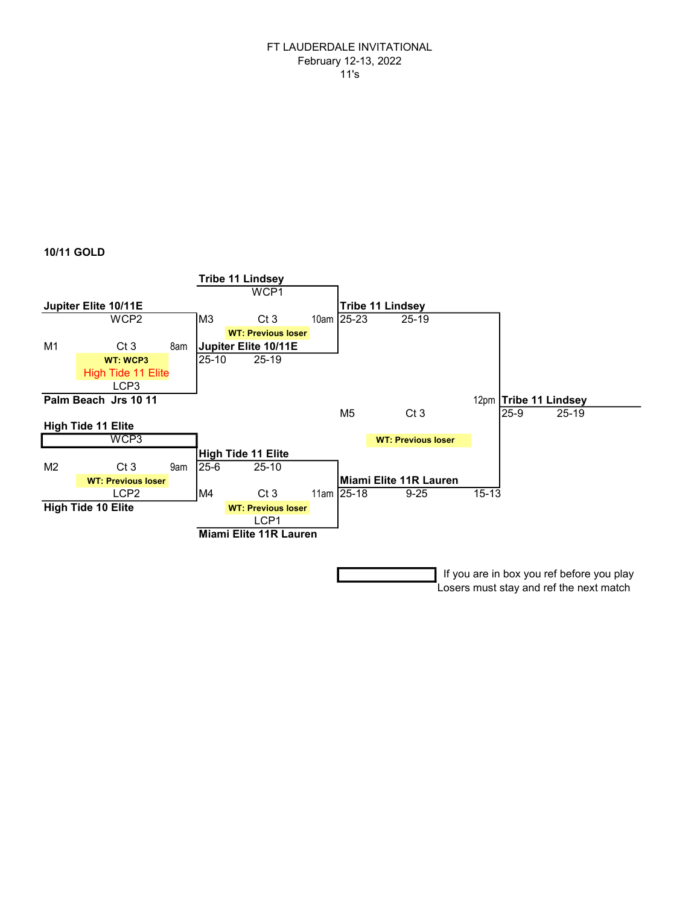FT LAUDERDALE INVITATIONAL
February 12-13, 2022
11's

**10/11 GOLD**

**Tribe 11 Lindsey**
WCP1

**Jupiter Elite 10/11E**
WCP2

M1 Ct 3 8am
WT: WCP3
High Tide 11 Elite
LCP3

**Palm Beach Jrs 10 11**

M3 Ct 3 10am
WT: Previous loser

**Jupiter Elite 10/11E**
25-10 25-19

**Tribe 11 Lindsey**
25-23 25-19

12pm **Tribe 11 Lindsey**
25-9 25-19

M5 Ct 3
WT: Previous loser

**High Tide 11 Elite**
WCP3

M2 Ct 3 9am
WT: Previous loser
LCP2

**High Tide 10 Elite**

**High Tide 11 Elite**
25-6 25-10

M4 Ct 3 11am
WT: Previous loser
LCP1

**Miami Elite 11R Lauren**

**Miami Elite 11R Lauren**
25-18 9-25 15-13

If you are in box you ref before you play
Losers must stay and ref the next match